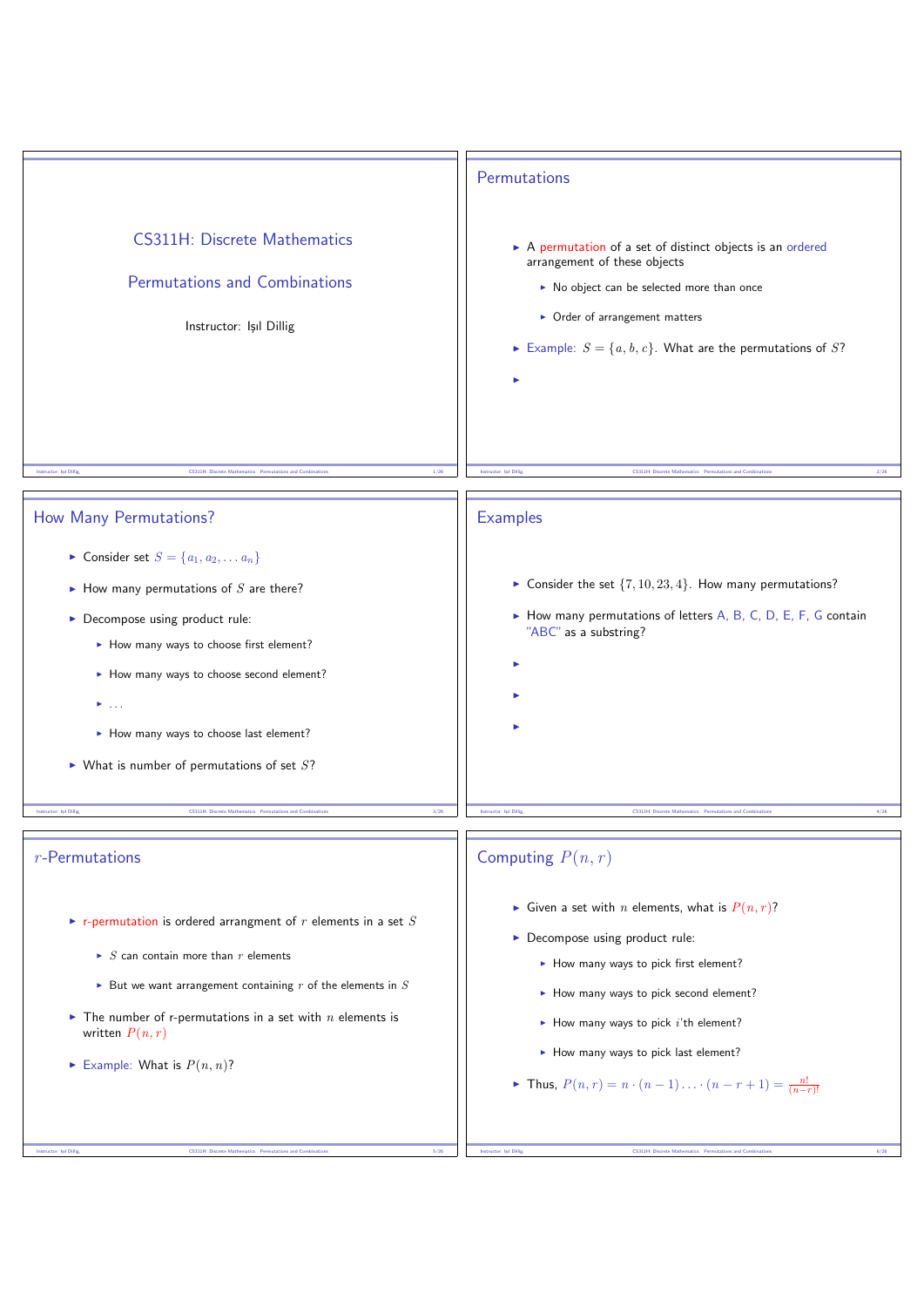# CS311H: Discrete Mathematics

## Permutations and Combinations

Instructor: Işıl Dillig

## Permutations

- A permutation of a set of distinct objects is an ordered arrangement of these objects
  - No object can be selected more than once
  - Order of arrangement matters
- Example: $S = \{a, b, c\}$. What are the permutations of $S$?
-

## How Many Permutations?

- Consider set $S = \{a_1, a_2, \ldots a_n\}$
- How many permutations of $S$ are there?
- Decompose using product rule:
  - How many ways to choose first element?
  - How many ways to choose second element?
  - ...
  - How many ways to choose last element?
- What is number of permutations of set $S$?

## Examples

- Consider the set $\{7, 10, 23, 4\}$. How many permutations?
- How many permutations of letters A, B, C, D, E, F, G contain "ABC" as a substring?
-
-
-

## $r$-Permutations

- r-permutation is ordered arrangment of $r$ elements in a set $S$
  - $S$ can contain more than $r$ elements
  - But we want arrangement containing $r$ of the elements in $S$
- The number of r-permutations in a set with $n$ elements is written $P(n, r)$
- Example: What is $P(n, n)$?

## Computing $P(n, r)$

- Given a set with $n$ elements, what is $P(n, r)$?
- Decompose using product rule:
  - How many ways to pick first element?
  - How many ways to pick second element?
  - How many ways to pick $i$'th element?
  - How many ways to pick last element?
- Thus, $P(n, r) = n \cdot (n-1) \ldots \cdot (n - r + 1) = \frac{n!}{(n-r)!}$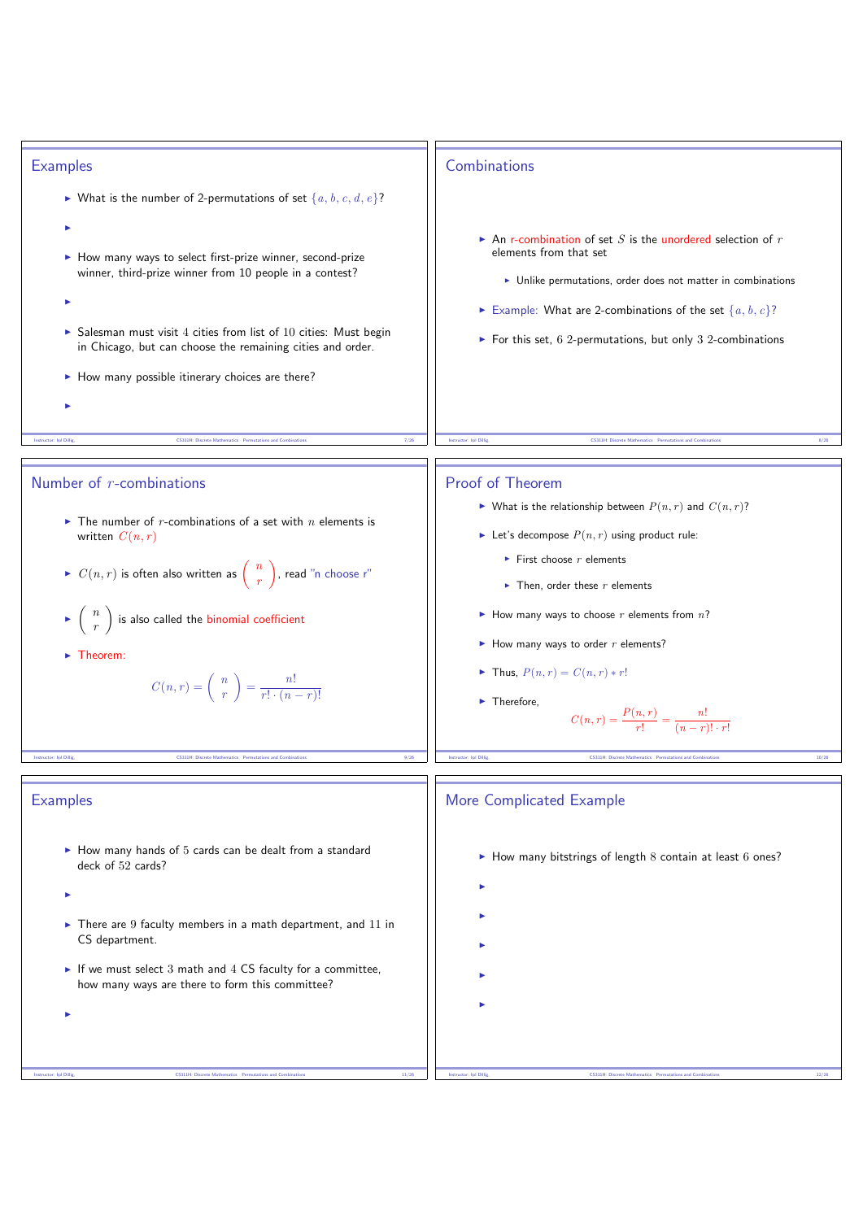## Examples

- What is the number of 2-permutations of set $\{a, b, c, d, e\}$?
-
- How many ways to select first-prize winner, second-prize winner, third-prize winner from 10 people in a contest?
-
- Salesman must visit 4 cities from list of 10 cities: Must begin in Chicago, but can choose the remaining cities and order.
- How many possible itinerary choices are there?
-

## Combinations

- An r-combination of set $S$ is the unordered selection of $r$ elements from that set
  - Unlike permutations, order does not matter in combinations
- Example: What are 2-combinations of the set $\{a, b, c\}$?
- For this set, 6 2-permutations, but only 3 2-combinations

## Number of $r$-combinations

- The number of $r$-combinations of a set with $n$ elements is written $C(n, r)$
- $C(n, r)$ is often also written as $\binom{n}{r}$, read "n choose r"
- $\binom{n}{r}$ is also called the binomial coefficient
- Theorem:

$$C(n, r) = \binom{n}{r} = \frac{n!}{r! \cdot (n-r)!}$$

## Proof of Theorem

- What is the relationship between $P(n, r)$ and $C(n, r)$?
- Let's decompose $P(n, r)$ using product rule:
  - First choose $r$ elements
  - Then, order these $r$ elements
- How many ways to choose $r$ elements from $n$?
- How many ways to order $r$ elements?
- Thus, $P(n, r) = C(n, r) * r!$
- Therefore,

$$C(n, r) = \frac{P(n, r)}{r!} = \frac{n!}{(n-r)! \cdot r!}$$

## Examples

- How many hands of 5 cards can be dealt from a standard deck of 52 cards?
-
- There are 9 faculty members in a math department, and 11 in CS department.
- If we must select 3 math and 4 CS faculty for a committee, how many ways are there to form this committee?
-

## More Complicated Example

- How many bitstrings of length 8 contain at least 6 ones?
-
-
-
-
-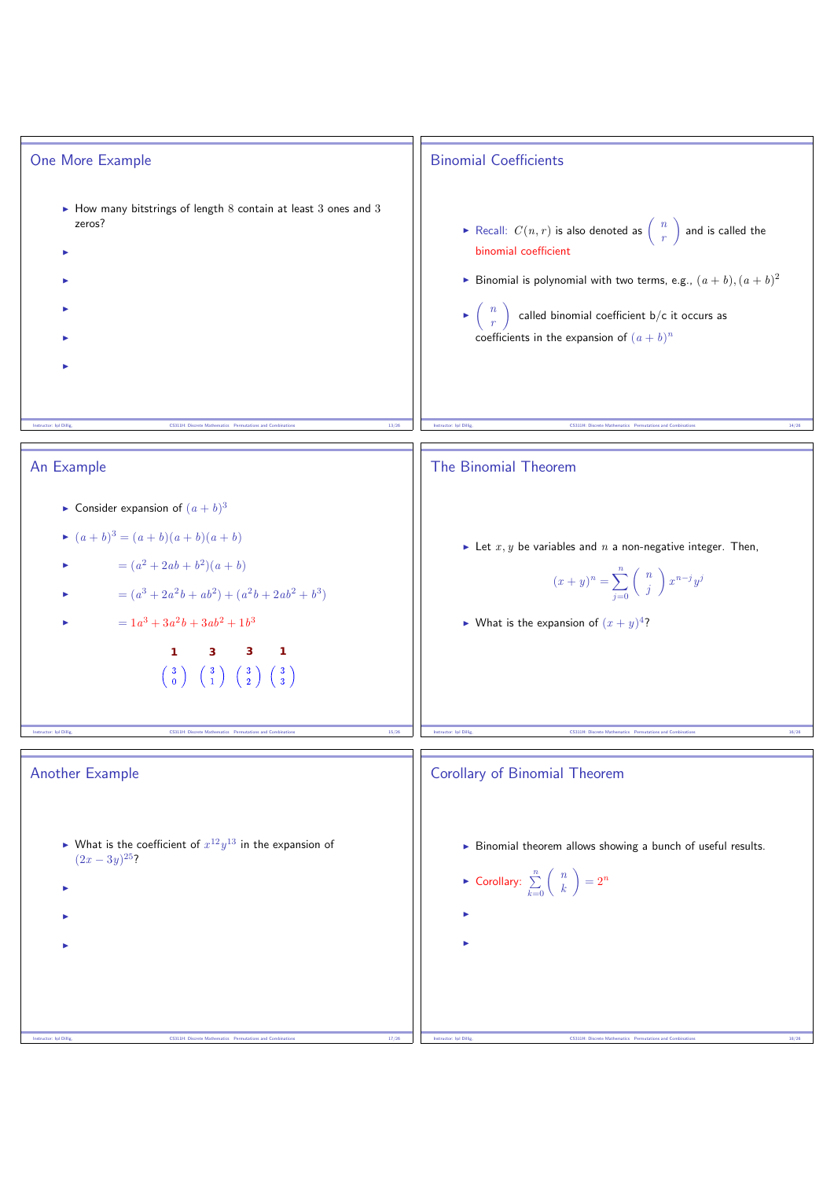## One More Example

- How many bitstrings of length 8 contain at least 3 ones and 3 zeros?

## Binomial Coefficients

- Recall: $C(n,r)$ is also denoted as $\binom{n}{r}$ and is called the binomial coefficient
- Binomial is polynomial with two terms, e.g., $(a+b), (a+b)^2$
- $\binom{n}{r}$ called binomial coefficient b/c it occurs as coefficients in the expansion of $(a+b)^n$

## An Example

- Consider expansion of $(a+b)^3$
- $(a+b)^3 = (a+b)(a+b)(a+b)$
- $= (a^2 + 2ab + b^2)(a+b)$
- $= (a^3 + 2a^2b + ab^2) + (a^2b + 2ab^2 + b^3)$
- $= 1a^3 + 3a^2b + 3ab^2 + 1b^3$

| 1 | 3 | 3 | 1 |
|---|---|---|---|
| $\binom{3}{0}$ | $\binom{3}{1}$ | $\binom{3}{2}$ | $\binom{3}{3}$ |

## The Binomial Theorem

- Let $x, y$ be variables and $n$ a non-negative integer. Then,

$$(x+y)^n = \sum_{j=0}^{n} \binom{n}{j} x^{n-j} y^j$$

- What is the expansion of $(x+y)^4$?

## Another Example

- What is the coefficient of $x^{12}y^{13}$ in the expansion of $(2x - 3y)^{25}$?

## Corollary of Binomial Theorem

- Binomial theorem allows showing a bunch of useful results.
- Corollary: $\sum_{k=0}^{n} \binom{n}{k} = 2^n$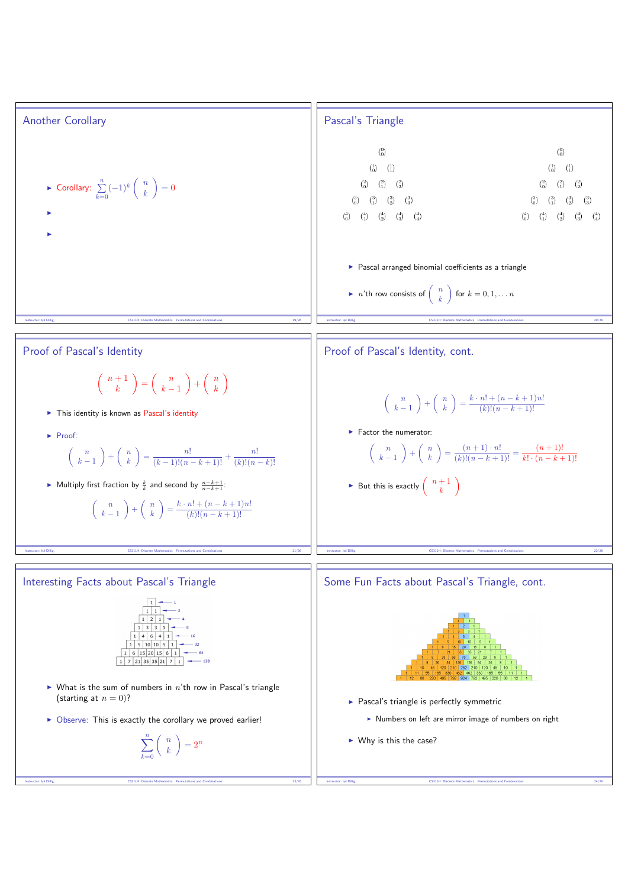## Another Corollary

- Corollary: $\sum_{k=0}^{n} (-1)^k \binom{n}{k} = 0$

## Pascal's Triangle

$$\binom{0}{0}$$
$$\binom{1}{0} \quad \binom{1}{1}$$
$$\binom{2}{0} \quad \binom{2}{1} \quad \binom{2}{2}$$
$$\binom{3}{0} \quad \binom{3}{1} \quad \binom{3}{2} \quad \binom{3}{3}$$
$$\binom{4}{0} \quad \binom{4}{1} \quad \binom{4}{2} \quad \binom{4}{3} \quad \binom{4}{4}$$

- Pascal arranged binomial coefficients as a triangle
- $n$'th row consists of $\binom{n}{k}$ for $k = 0, 1, \ldots n$

## Proof of Pascal's Identity

$$\binom{n+1}{k} = \binom{n}{k-1} + \binom{n}{k}$$

- This identity is known as Pascal's identity
- Proof:

$$\binom{n}{k-1} + \binom{n}{k} = \frac{n!}{(k-1)!(n-k+1)!} + \frac{n!}{(k)!(n-k)!}$$

- Multiply first fraction by $\frac{k}{k}$ and second by $\frac{n-k+1}{n-k+1}$:

$$\binom{n}{k-1} + \binom{n}{k} = \frac{k \cdot n! + (n-k+1)n!}{(k)!(n-k+1)!}$$

## Proof of Pascal's Identity, cont.

$$\binom{n}{k-1} + \binom{n}{k} = \frac{k \cdot n! + (n-k+1)n!}{(k)!(n-k+1)!}$$

- Factor the numerator:

$$\binom{n}{k-1} + \binom{n}{k} = \frac{(n+1) \cdot n!}{(k)!(n-k+1)!} = \frac{(n+1)!}{k! \cdot (n-k+1)!}$$

- But this is exactly $\binom{n+1}{k}$

## Interesting Facts about Pascal's Triangle

- What is the sum of numbers in $n$'th row in Pascal's triangle (starting at $n = 0$)?
- Observe: This is exactly the corollary we proved earlier!

$$\sum_{k=0}^{n} \binom{n}{k} = 2^n$$

## Some Fun Facts about Pascal's Triangle, cont.

- Pascal's triangle is perfectly symmetric
  - Numbers on left are mirror image of numbers on right
- Why is this the case?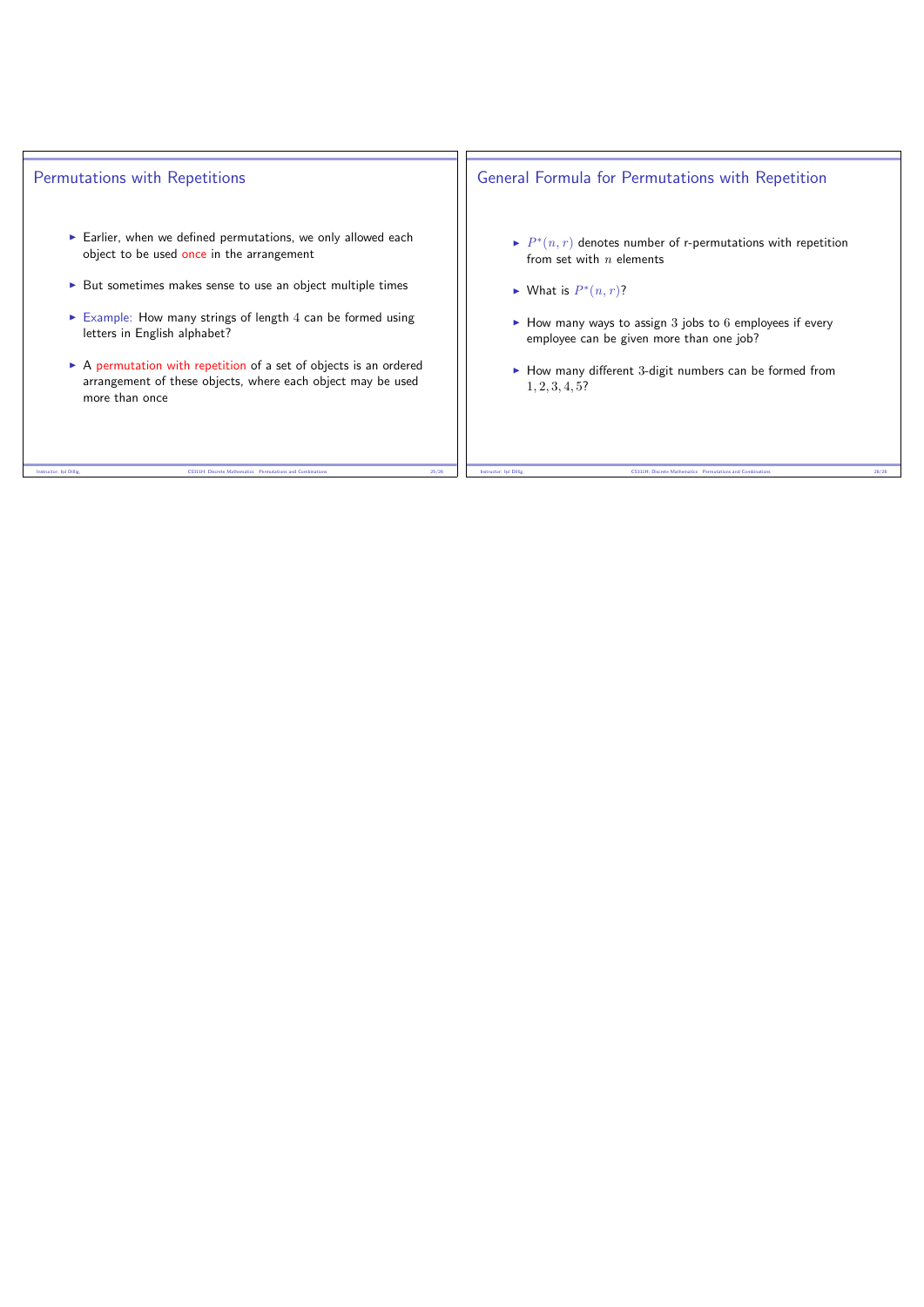## Permutations with Repetitions

- Earlier, when we defined permutations, we only allowed each object to be used once in the arrangement
- But sometimes makes sense to use an object multiple times
- Example: How many strings of length $4$ can be formed using letters in English alphabet?
- A permutation with repetition of a set of objects is an ordered arrangement of these objects, where each object may be used more than once

## General Formula for Permutations with Repetition

- $P^*(n, r)$ denotes number of r-permutations with repetition from set with $n$ elements
- What is $P^*(n, r)$?
- How many ways to assign $3$ jobs to $6$ employees if every employee can be given more than one job?
- How many different $3$-digit numbers can be formed from $1, 2, 3, 4, 5$?